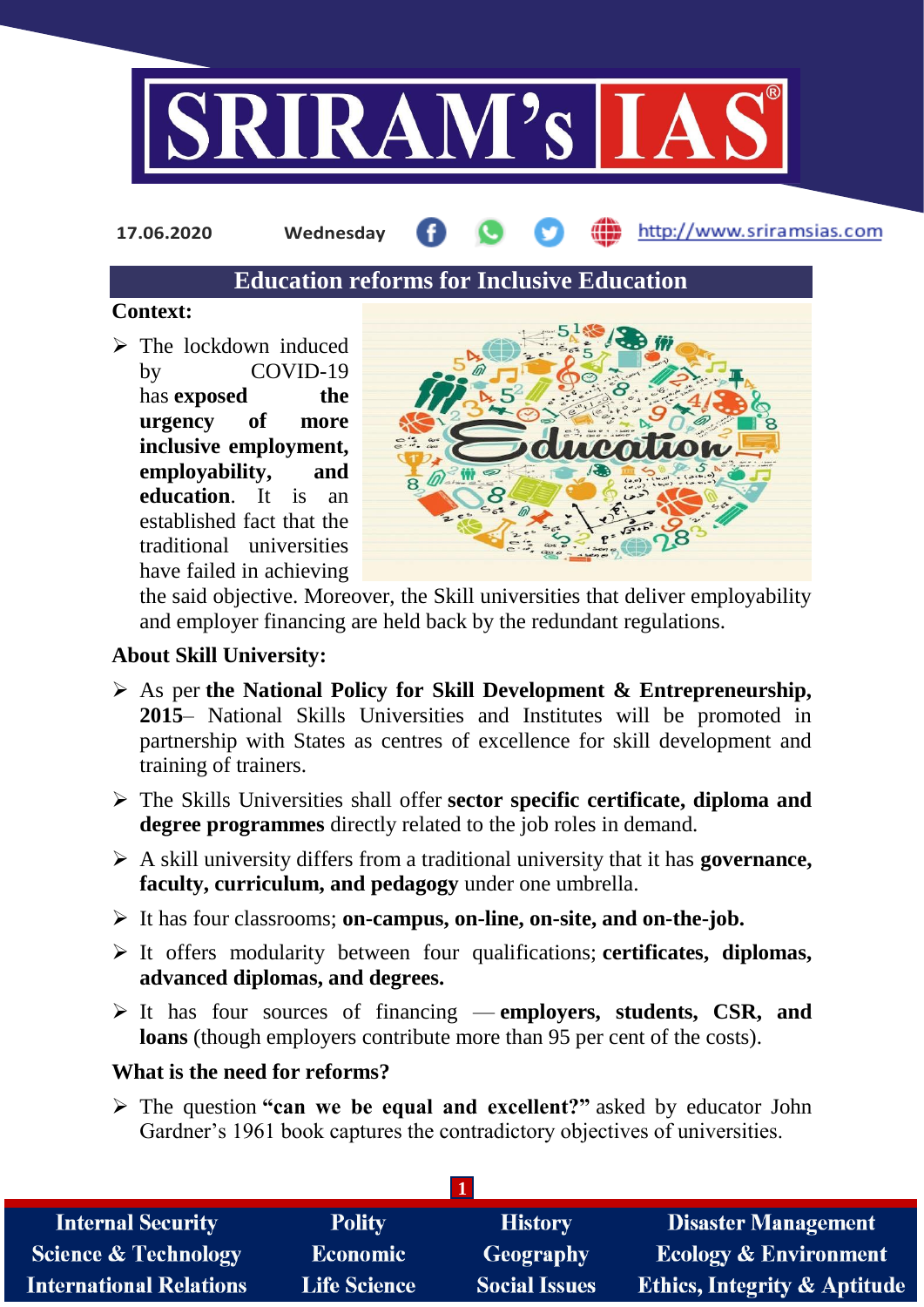17.06.2020 Wednesday http://www.sriramsias.com

# Education reforms for Inclusive Education

**Context:**

- The lockdown induced by COVID-19 has **exposed the urgency of more inclusive employment, employability, and education**. It is an established fact that the traditional universities have failed in achieving the said objective. Moreover, the Skill universities that deliver employability and employer financing are held back by the redundant regulations.

**About Skill University:**

- As per **the National Policy for Skill Development & Entrepreneurship, 2015**– National Skills Universities and Institutes will be promoted in partnership with States as centres of excellence for skill development and training of trainers.
- The Skills Universities shall offer **sector specific certificate, diploma and degree programmes** directly related to the job roles in demand.
- A skill university differs from a traditional university that it has **governance, faculty, curriculum, and pedagogy** under one umbrella.
- It has four classrooms; **on-campus, on-line, on-site, and on-the-job.**
- It offers modularity between four qualifications; **certificates, diplomas, advanced diplomas, and degrees.**
- It has four sources of financing — **employers, students, CSR, and loans** (though employers contribute more than 95 per cent of the costs).

**What is the need for reforms?**

- The question **"can we be equal and excellent?"** asked by educator John Gardner's 1961 book captures the contradictory objectives of universities.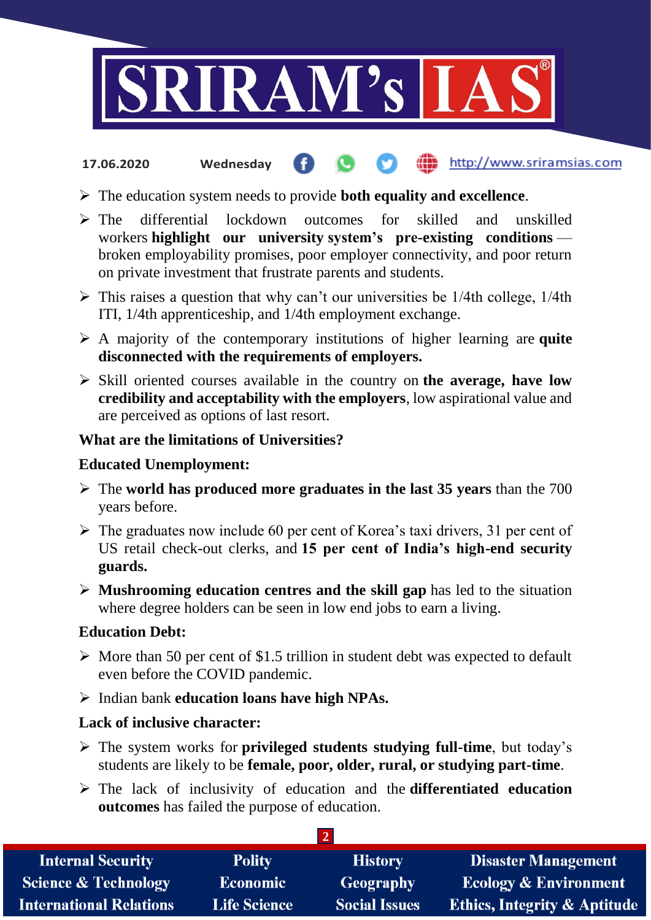- The education system needs to provide **both equality and excellence**.
- The differential lockdown outcomes for skilled and unskilled workers **highlight our university system's pre-existing conditions** — broken employability promises, poor employer connectivity, and poor return on private investment that frustrate parents and students.
- This raises a question that why can't our universities be 1/4th college, 1/4th ITI, 1/4th apprenticeship, and 1/4th employment exchange.
- A majority of the contemporary institutions of higher learning are **quite disconnected with the requirements of employers.**
- Skill oriented courses available in the country on **the average, have low credibility and acceptability with the employers**, low aspirational value and are perceived as options of last resort.

**What are the limitations of Universities?**

**Educated Unemployment:**

- The **world has produced more graduates in the last 35 years** than the 700 years before.
- The graduates now include 60 per cent of Korea's taxi drivers, 31 per cent of US retail check-out clerks, and **15 per cent of India's high-end security guards.**
- **Mushrooming education centres and the skill gap** has led to the situation where degree holders can be seen in low end jobs to earn a living.

**Education Debt:**

- More than 50 per cent of $1.5 trillion in student debt was expected to default even before the COVID pandemic.
- Indian bank **education loans have high NPAs.**

**Lack of inclusive character:**

- The system works for **privileged students studying full-time**, but today's students are likely to be **female, poor, older, rural, or studying part-time**.
- The lack of inclusivity of education and the **differentiated education outcomes** has failed the purpose of education.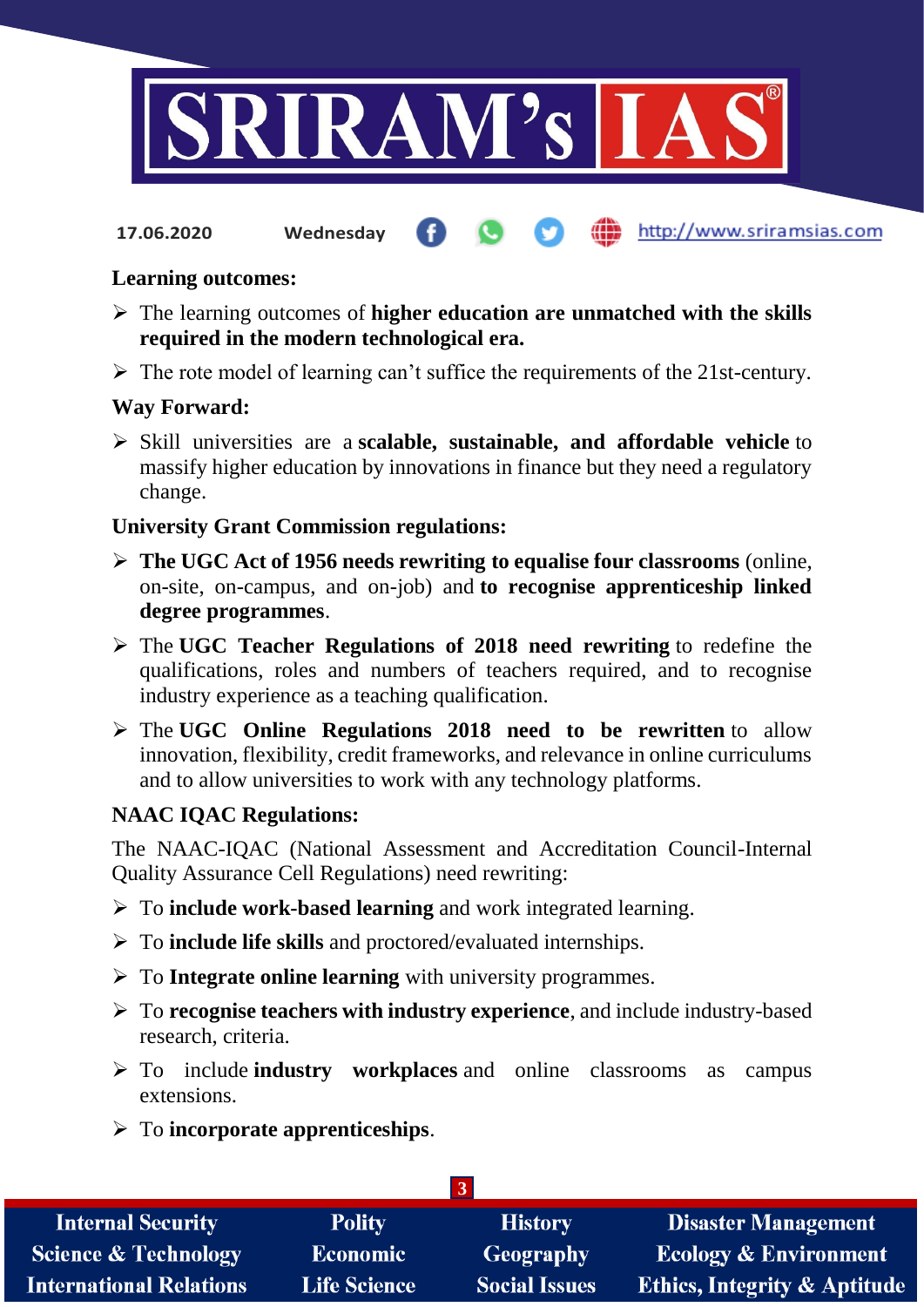**Learning outcomes:**

- The learning outcomes of **higher education are unmatched with the skills required in the modern technological era.**
- The rote model of learning can't suffice the requirements of the 21st-century.

**Way Forward:**

- Skill universities are a **scalable, sustainable, and affordable vehicle** to massify higher education by innovations in finance but they need a regulatory change.

**University Grant Commission regulations:**

- **The UGC Act of 1956 needs rewriting to equalise four classrooms** (online, on-site, on-campus, and on-job) and **to recognise apprenticeship linked degree programmes**.
- The **UGC Teacher Regulations of 2018 need rewriting** to redefine the qualifications, roles and numbers of teachers required, and to recognise industry experience as a teaching qualification.
- The **UGC Online Regulations 2018 need to be rewritten** to allow innovation, flexibility, credit frameworks, and relevance in online curriculums and to allow universities to work with any technology platforms.

**NAAC IQAC Regulations:**

The NAAC-IQAC (National Assessment and Accreditation Council-Internal Quality Assurance Cell Regulations) need rewriting:

- To **include work-based learning** and work integrated learning.
- To **include life skills** and proctored/evaluated internships.
- To **Integrate online learning** with university programmes.
- To **recognise teachers with industry experience**, and include industry-based research, criteria.
- To include **industry workplaces** and online classrooms as campus extensions.
- To **incorporate apprenticeships**.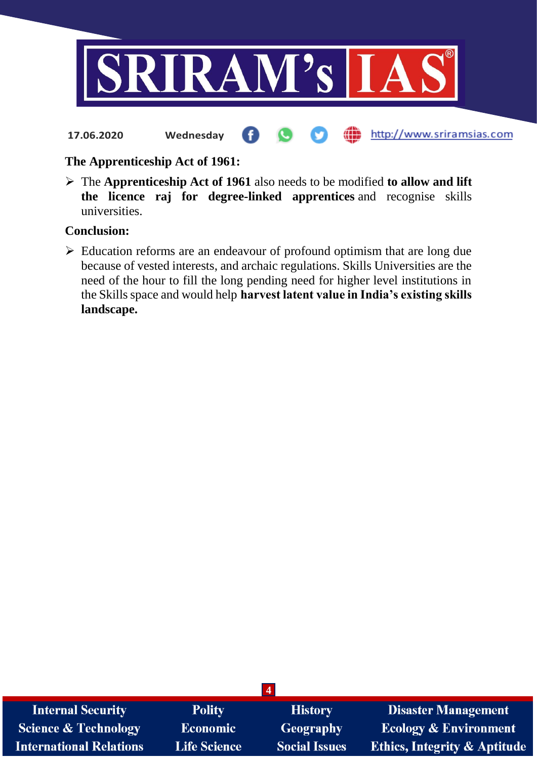**The Apprenticeship Act of 1961:**

- The **Apprenticeship Act of 1961** also needs to be modified **to allow and lift the licence raj for degree-linked apprentices** and recognise skills universities.

**Conclusion:**

- Education reforms are an endeavour of profound optimism that are long due because of vested interests, and archaic regulations. Skills Universities are the need of the hour to fill the long pending need for higher level institutions in the Skills space and would help **harvest latent value in India's existing skills landscape.**